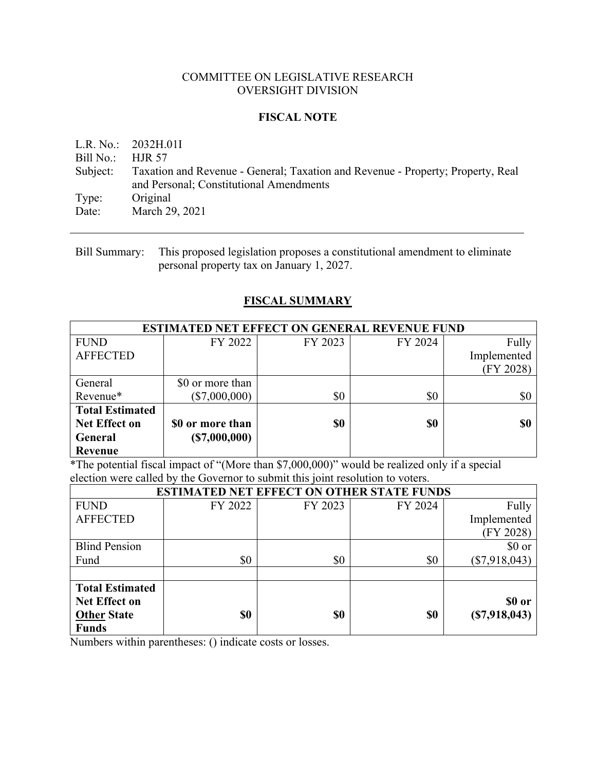COMMITTEE ON LEGISLATIVE RESEARCH
OVERSIGHT DIVISION

**FISCAL NOTE**

L.R. No.: 2032H.01I
Bill No.: HJR 57
Subject: Taxation and Revenue - General; Taxation and Revenue - Property; Property, Real and Personal; Constitutional Amendments
Type: Original
Date: March 29, 2021

---

Bill Summary: This proposed legislation proposes a constitutional amendment to eliminate personal property tax on January 1, 2027.

## FISCAL SUMMARY

| ESTIMATED NET EFFECT ON GENERAL REVENUE FUND | | | | |
|---|---|---|---|---|
| FUND AFFECTED | FY 2022 | FY 2023 | FY 2024 | Fully Implemented (FY 2028) |
| General Revenue* | $0 or more than ($7,000,000) | $0 | $0 | $0 |
| **Total Estimated Net Effect on General Revenue** | **$0 or more than ($7,000,000)** | **$0** | **$0** | **$0** |

*The potential fiscal impact of "(More than $7,000,000)" would be realized only if a special election were called by the Governor to submit this joint resolution to voters.

| ESTIMATED NET EFFECT ON OTHER STATE FUNDS | | | | |
|---|---|---|---|---|
| FUND AFFECTED | FY 2022 | FY 2023 | FY 2024 | Fully Implemented (FY 2028) |
| Blind Pension Fund | $0 | $0 | $0 | $0 or ($7,918,043) |
| | | | | |
| **Total Estimated Net Effect on Other State Funds** | **$0** | **$0** | **$0** | **$0 or ($7,918,043)** |

Numbers within parentheses: () indicate costs or losses.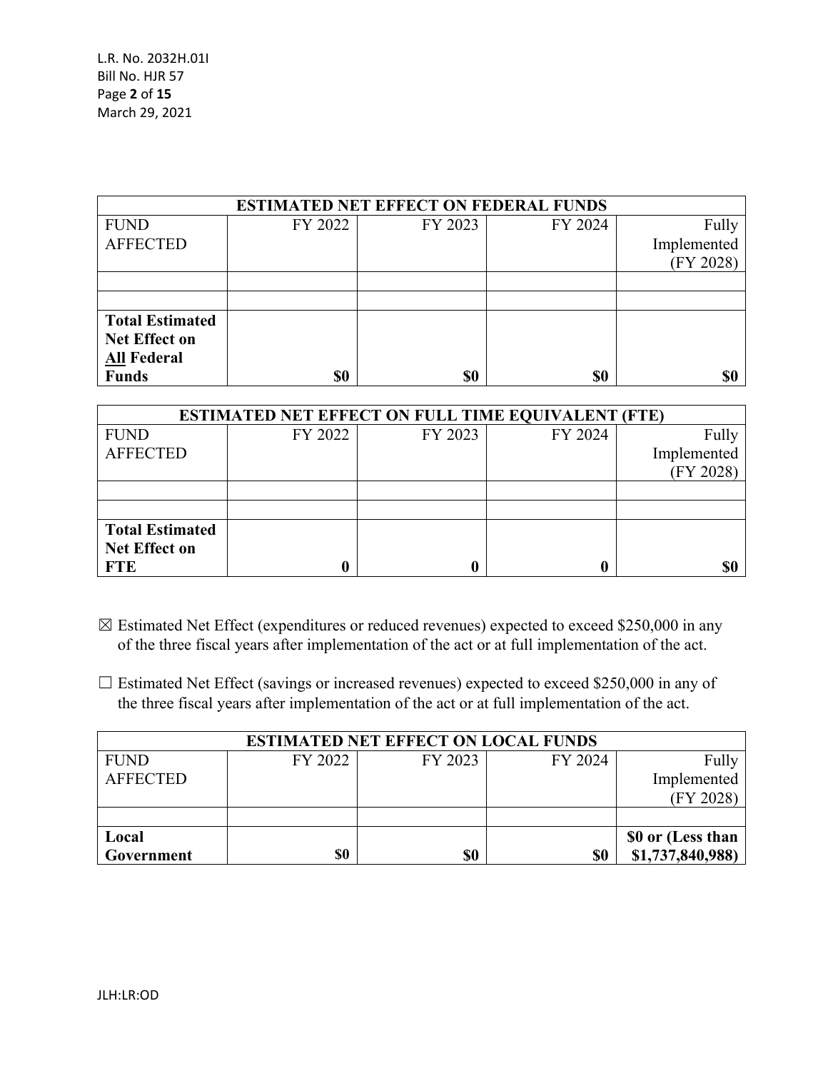| ESTIMATED NET EFFECT ON FEDERAL FUNDS | | | | |
|---|---|---|---|---|
| FUND AFFECTED | FY 2022 | FY 2023 | FY 2024 | Fully Implemented (FY 2028) |
| | | | | |
| | | | | |
| **Total Estimated Net Effect on <u>All</u> Federal Funds** | **$0** | **$0** | **$0** | **$0** |

| ESTIMATED NET EFFECT ON FULL TIME EQUIVALENT (FTE) | | | | |
|---|---|---|---|---|
| FUND AFFECTED | FY 2022 | FY 2023 | FY 2024 | Fully Implemented (FY 2028) |
| | | | | |
| | | | | |
| **Total Estimated Net Effect on FTE** | **0** | **0** | **0** | **$0** |

☒ Estimated Net Effect (expenditures or reduced revenues) expected to exceed $250,000 in any of the three fiscal years after implementation of the act or at full implementation of the act.

☐ Estimated Net Effect (savings or increased revenues) expected to exceed $250,000 in any of the three fiscal years after implementation of the act or at full implementation of the act.

| ESTIMATED NET EFFECT ON LOCAL FUNDS | | | | |
|---|---|---|---|---|
| FUND AFFECTED | FY 2022 | FY 2023 | FY 2024 | Fully Implemented (FY 2028) |
| | | | | |
| **Local Government** | **$0** | **$0** | **$0** | **$0 or (Less than $1,737,840,988)** |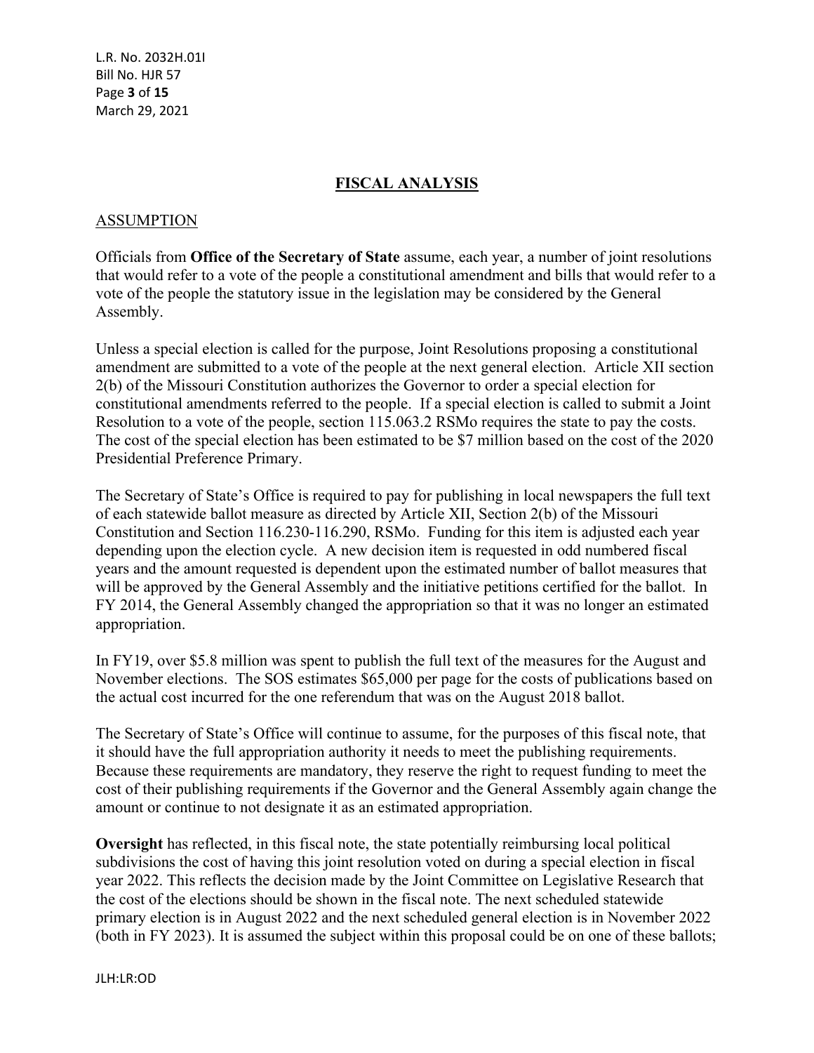## FISCAL ANALYSIS

### ASSUMPTION

Officials from **Office of the Secretary of State** assume, each year, a number of joint resolutions that would refer to a vote of the people a constitutional amendment and bills that would refer to a vote of the people the statutory issue in the legislation may be considered by the General Assembly.

Unless a special election is called for the purpose, Joint Resolutions proposing a constitutional amendment are submitted to a vote of the people at the next general election. Article XII section 2(b) of the Missouri Constitution authorizes the Governor to order a special election for constitutional amendments referred to the people. If a special election is called to submit a Joint Resolution to a vote of the people, section 115.063.2 RSMo requires the state to pay the costs. The cost of the special election has been estimated to be $7 million based on the cost of the 2020 Presidential Preference Primary.

The Secretary of State's Office is required to pay for publishing in local newspapers the full text of each statewide ballot measure as directed by Article XII, Section 2(b) of the Missouri Constitution and Section 116.230-116.290, RSMo. Funding for this item is adjusted each year depending upon the election cycle. A new decision item is requested in odd numbered fiscal years and the amount requested is dependent upon the estimated number of ballot measures that will be approved by the General Assembly and the initiative petitions certified for the ballot. In FY 2014, the General Assembly changed the appropriation so that it was no longer an estimated appropriation.

In FY19, over $5.8 million was spent to publish the full text of the measures for the August and November elections. The SOS estimates $65,000 per page for the costs of publications based on the actual cost incurred for the one referendum that was on the August 2018 ballot.

The Secretary of State's Office will continue to assume, for the purposes of this fiscal note, that it should have the full appropriation authority it needs to meet the publishing requirements. Because these requirements are mandatory, they reserve the right to request funding to meet the cost of their publishing requirements if the Governor and the General Assembly again change the amount or continue to not designate it as an estimated appropriation.

**Oversight** has reflected, in this fiscal note, the state potentially reimbursing local political subdivisions the cost of having this joint resolution voted on during a special election in fiscal year 2022. This reflects the decision made by the Joint Committee on Legislative Research that the cost of the elections should be shown in the fiscal note. The next scheduled statewide primary election is in August 2022 and the next scheduled general election is in November 2022 (both in FY 2023). It is assumed the subject within this proposal could be on one of these ballots;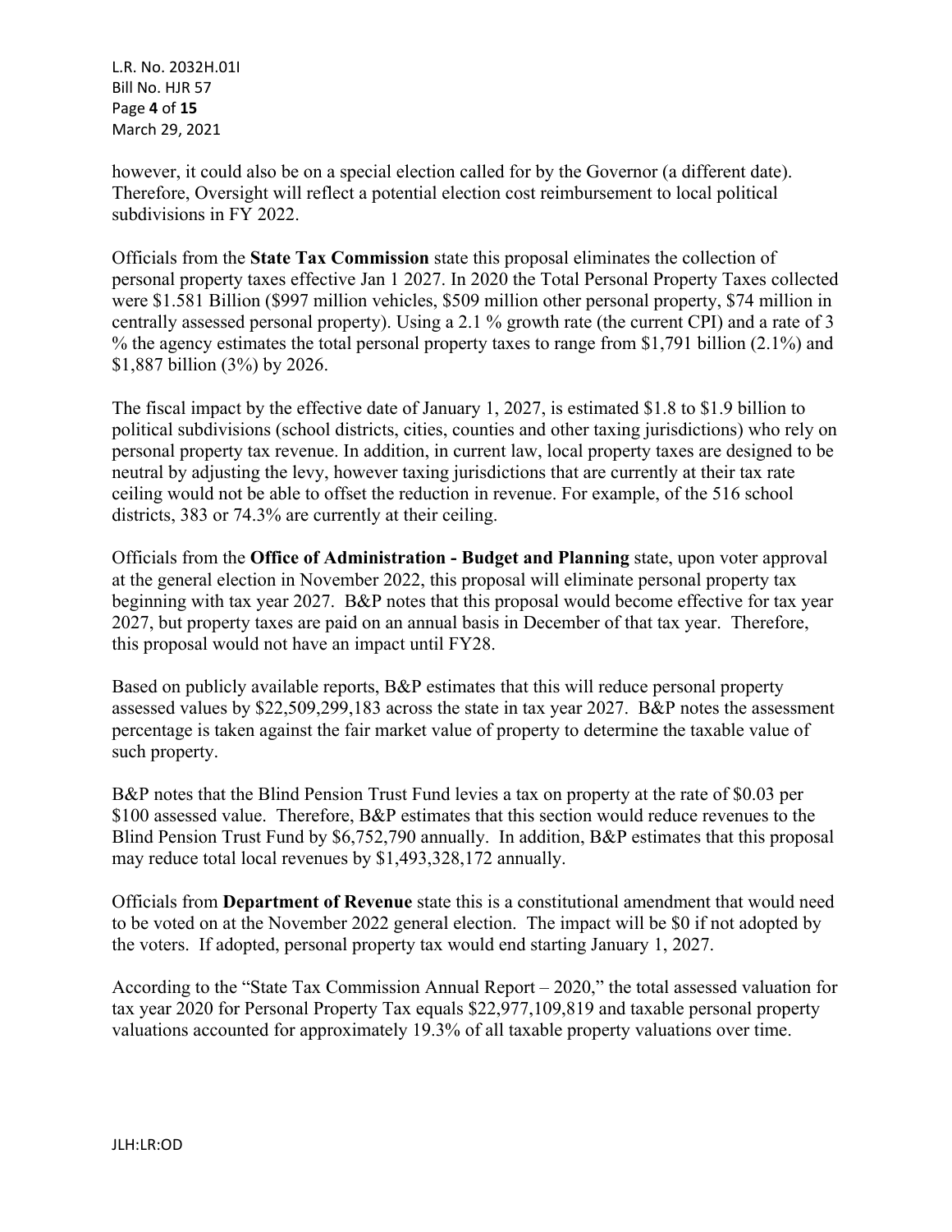however, it could also be on a special election called for by the Governor (a different date). Therefore, Oversight will reflect a potential election cost reimbursement to local political subdivisions in FY 2022.

Officials from the **State Tax Commission** state this proposal eliminates the collection of personal property taxes effective Jan 1 2027. In 2020 the Total Personal Property Taxes collected were $1.581 Billion ($997 million vehicles, $509 million other personal property, $74 million in centrally assessed personal property). Using a 2.1 % growth rate (the current CPI) and a rate of 3 % the agency estimates the total personal property taxes to range from $1,791 billion (2.1%) and $1,887 billion (3%) by 2026.

The fiscal impact by the effective date of January 1, 2027, is estimated $1.8 to $1.9 billion to political subdivisions (school districts, cities, counties and other taxing jurisdictions) who rely on personal property tax revenue. In addition, in current law, local property taxes are designed to be neutral by adjusting the levy, however taxing jurisdictions that are currently at their tax rate ceiling would not be able to offset the reduction in revenue. For example, of the 516 school districts, 383 or 74.3% are currently at their ceiling.

Officials from the **Office of Administration - Budget and Planning** state, upon voter approval at the general election in November 2022, this proposal will eliminate personal property tax beginning with tax year 2027. B&P notes that this proposal would become effective for tax year 2027, but property taxes are paid on an annual basis in December of that tax year. Therefore, this proposal would not have an impact until FY28.

Based on publicly available reports, B&P estimates that this will reduce personal property assessed values by $22,509,299,183 across the state in tax year 2027. B&P notes the assessment percentage is taken against the fair market value of property to determine the taxable value of such property.

B&P notes that the Blind Pension Trust Fund levies a tax on property at the rate of $0.03 per $100 assessed value. Therefore, B&P estimates that this section would reduce revenues to the Blind Pension Trust Fund by $6,752,790 annually. In addition, B&P estimates that this proposal may reduce total local revenues by $1,493,328,172 annually.

Officials from **Department of Revenue** state this is a constitutional amendment that would need to be voted on at the November 2022 general election. The impact will be $0 if not adopted by the voters. If adopted, personal property tax would end starting January 1, 2027.

According to the "State Tax Commission Annual Report – 2020," the total assessed valuation for tax year 2020 for Personal Property Tax equals $22,977,109,819 and taxable personal property valuations accounted for approximately 19.3% of all taxable property valuations over time.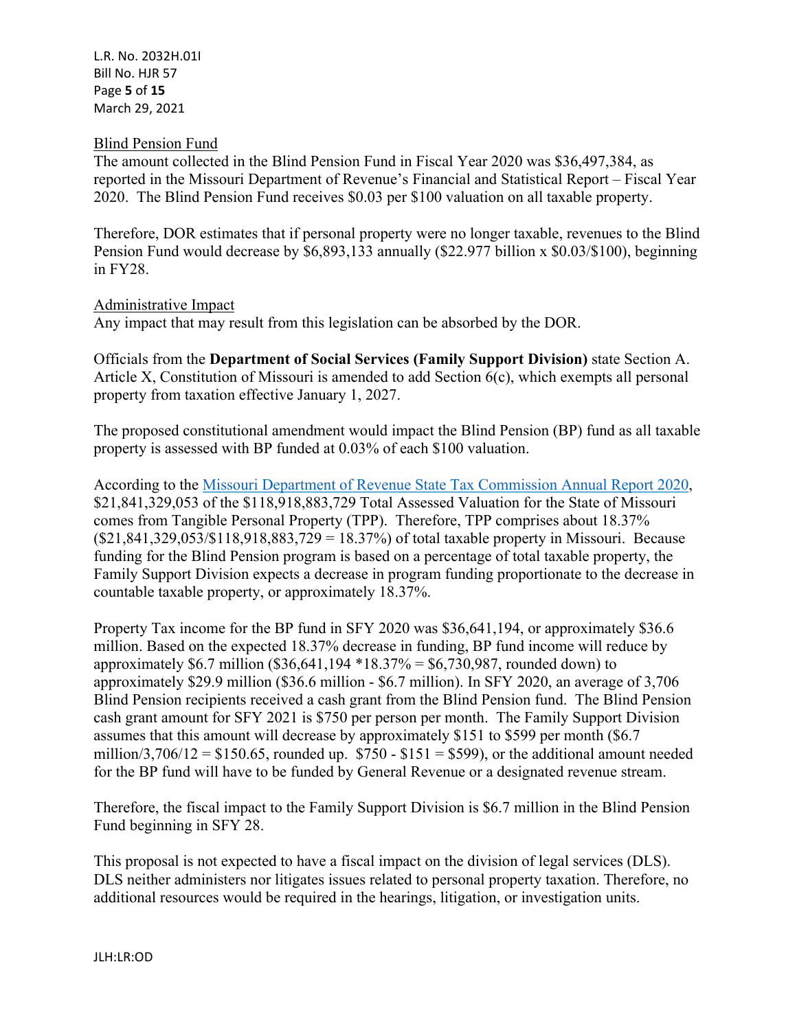Blind Pension Fund

The amount collected in the Blind Pension Fund in Fiscal Year 2020 was $36,497,384, as reported in the Missouri Department of Revenue's Financial and Statistical Report – Fiscal Year 2020. The Blind Pension Fund receives $0.03 per $100 valuation on all taxable property.

Therefore, DOR estimates that if personal property were no longer taxable, revenues to the Blind Pension Fund would decrease by $6,893,133 annually ($22.977 billion x $0.03/$100), beginning in FY28.

Administrative Impact

Any impact that may result from this legislation can be absorbed by the DOR.

Officials from the **Department of Social Services (Family Support Division)** state Section A. Article X, Constitution of Missouri is amended to add Section 6(c), which exempts all personal property from taxation effective January 1, 2027.

The proposed constitutional amendment would impact the Blind Pension (BP) fund as all taxable property is assessed with BP funded at 0.03% of each $100 valuation.

According to the [Missouri Department of Revenue State Tax Commission Annual Report 2020](), $21,841,329,053 of the $118,918,883,729 Total Assessed Valuation for the State of Missouri comes from Tangible Personal Property (TPP). Therefore, TPP comprises about 18.37% ($21,841,329,053/$118,918,883,729 = 18.37%) of total taxable property in Missouri. Because funding for the Blind Pension program is based on a percentage of total taxable property, the Family Support Division expects a decrease in program funding proportionate to the decrease in countable taxable property, or approximately 18.37%.

Property Tax income for the BP fund in SFY 2020 was $36,641,194, or approximately $36.6 million. Based on the expected 18.37% decrease in funding, BP fund income will reduce by approximately $6.7 million ($36,641,194 *18.37% = $6,730,987, rounded down) to approximately $29.9 million ($36.6 million - $6.7 million). In SFY 2020, an average of 3,706 Blind Pension recipients received a cash grant from the Blind Pension fund. The Blind Pension cash grant amount for SFY 2021 is $750 per person per month. The Family Support Division assumes that this amount will decrease by approximately $151 to $599 per month ($6.7 million/3,706/12 = $150.65, rounded up. $750 - $151 = $599), or the additional amount needed for the BP fund will have to be funded by General Revenue or a designated revenue stream.

Therefore, the fiscal impact to the Family Support Division is $6.7 million in the Blind Pension Fund beginning in SFY 28.

This proposal is not expected to have a fiscal impact on the division of legal services (DLS). DLS neither administers nor litigates issues related to personal property taxation. Therefore, no additional resources would be required in the hearings, litigation, or investigation units.

JLH:LR:OD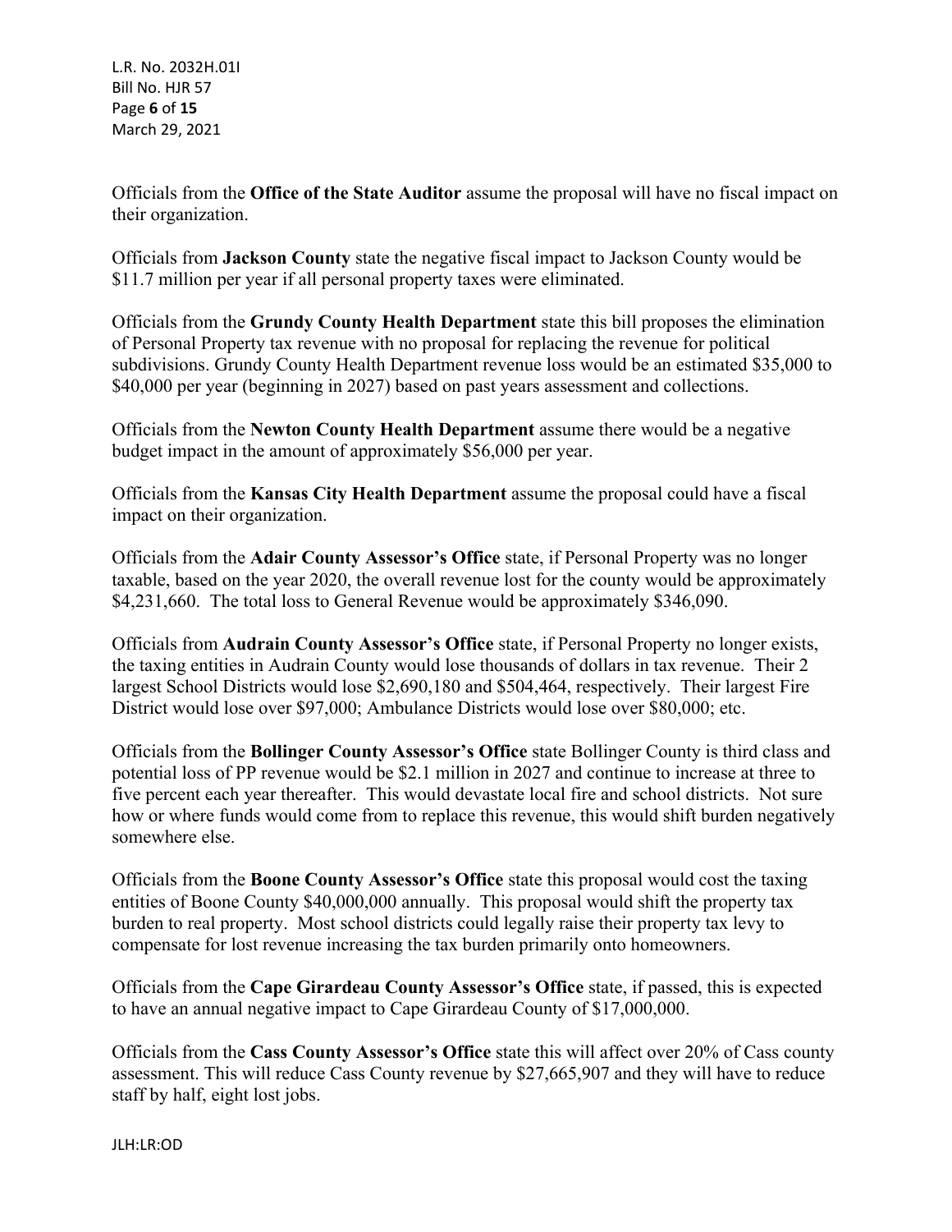Officials from the **Office of the State Auditor** assume the proposal will have no fiscal impact on their organization.

Officials from **Jackson County** state the negative fiscal impact to Jackson County would be $11.7 million per year if all personal property taxes were eliminated.

Officials from the **Grundy County Health Department** state this bill proposes the elimination of Personal Property tax revenue with no proposal for replacing the revenue for political subdivisions. Grundy County Health Department revenue loss would be an estimated $35,000 to $40,000 per year (beginning in 2027) based on past years assessment and collections.

Officials from the **Newton County Health Department** assume there would be a negative budget impact in the amount of approximately $56,000 per year.

Officials from the **Kansas City Health Department** assume the proposal could have a fiscal impact on their organization.

Officials from the **Adair County Assessor's Office** state, if Personal Property was no longer taxable, based on the year 2020, the overall revenue lost for the county would be approximately $4,231,660. The total loss to General Revenue would be approximately $346,090.

Officials from **Audrain County Assessor's Office** state, if Personal Property no longer exists, the taxing entities in Audrain County would lose thousands of dollars in tax revenue. Their 2 largest School Districts would lose $2,690,180 and $504,464, respectively. Their largest Fire District would lose over $97,000; Ambulance Districts would lose over $80,000; etc.

Officials from the **Bollinger County Assessor's Office** state Bollinger County is third class and potential loss of PP revenue would be $2.1 million in 2027 and continue to increase at three to five percent each year thereafter. This would devastate local fire and school districts. Not sure how or where funds would come from to replace this revenue, this would shift burden negatively somewhere else.

Officials from the **Boone County Assessor's Office** state this proposal would cost the taxing entities of Boone County $40,000,000 annually. This proposal would shift the property tax burden to real property. Most school districts could legally raise their property tax levy to compensate for lost revenue increasing the tax burden primarily onto homeowners.

Officials from the **Cape Girardeau County Assessor's Office** state, if passed, this is expected to have an annual negative impact to Cape Girardeau County of $17,000,000.

Officials from the **Cass County Assessor's Office** state this will affect over 20% of Cass county assessment. This will reduce Cass County revenue by $27,665,907 and they will have to reduce staff by half, eight lost jobs.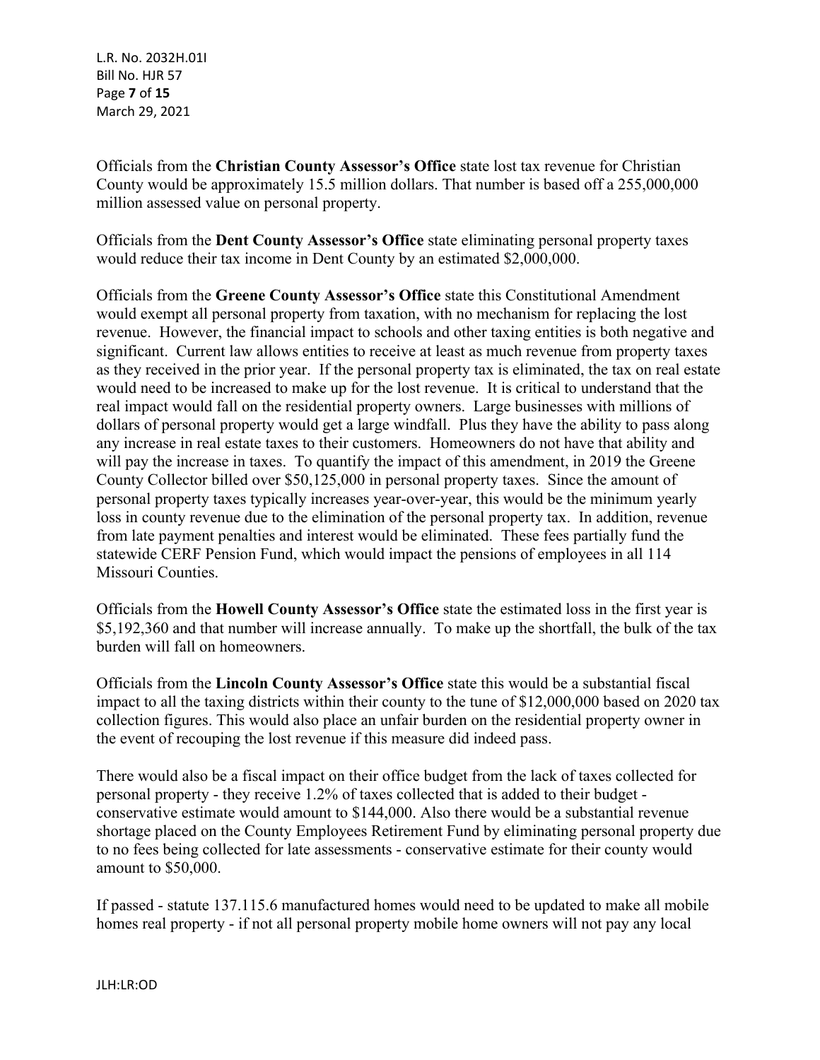Officials from the **Christian County Assessor's Office** state lost tax revenue for Christian County would be approximately 15.5 million dollars. That number is based off a 255,000,000 million assessed value on personal property.

Officials from the **Dent County Assessor's Office** state eliminating personal property taxes would reduce their tax income in Dent County by an estimated $2,000,000.

Officials from the **Greene County Assessor's Office** state this Constitutional Amendment would exempt all personal property from taxation, with no mechanism for replacing the lost revenue. However, the financial impact to schools and other taxing entities is both negative and significant. Current law allows entities to receive at least as much revenue from property taxes as they received in the prior year. If the personal property tax is eliminated, the tax on real estate would need to be increased to make up for the lost revenue. It is critical to understand that the real impact would fall on the residential property owners. Large businesses with millions of dollars of personal property would get a large windfall. Plus they have the ability to pass along any increase in real estate taxes to their customers. Homeowners do not have that ability and will pay the increase in taxes. To quantify the impact of this amendment, in 2019 the Greene County Collector billed over $50,125,000 in personal property taxes. Since the amount of personal property taxes typically increases year-over-year, this would be the minimum yearly loss in county revenue due to the elimination of the personal property tax. In addition, revenue from late payment penalties and interest would be eliminated. These fees partially fund the statewide CERF Pension Fund, which would impact the pensions of employees in all 114 Missouri Counties.

Officials from the **Howell County Assessor's Office** state the estimated loss in the first year is $5,192,360 and that number will increase annually. To make up the shortfall, the bulk of the tax burden will fall on homeowners.

Officials from the **Lincoln County Assessor's Office** state this would be a substantial fiscal impact to all the taxing districts within their county to the tune of $12,000,000 based on 2020 tax collection figures. This would also place an unfair burden on the residential property owner in the event of recouping the lost revenue if this measure did indeed pass.

There would also be a fiscal impact on their office budget from the lack of taxes collected for personal property - they receive 1.2% of taxes collected that is added to their budget - conservative estimate would amount to $144,000. Also there would be a substantial revenue shortage placed on the County Employees Retirement Fund by eliminating personal property due to no fees being collected for late assessments - conservative estimate for their county would amount to $50,000.

If passed - statute 137.115.6 manufactured homes would need to be updated to make all mobile homes real property - if not all personal property mobile home owners will not pay any local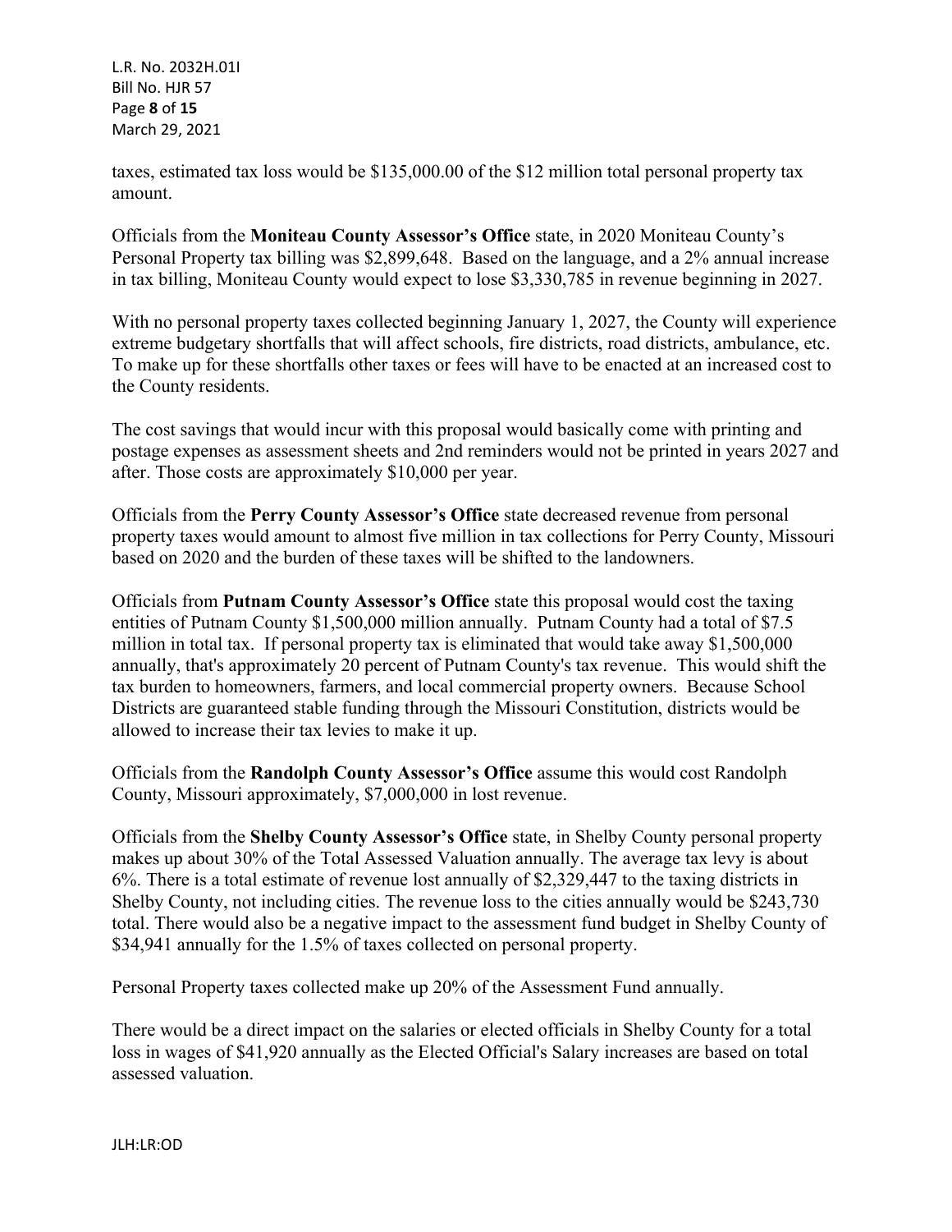taxes, estimated tax loss would be $135,000.00 of the $12 million total personal property tax amount.

Officials from the **Moniteau County Assessor's Office** state, in 2020 Moniteau County's Personal Property tax billing was $2,899,648. Based on the language, and a 2% annual increase in tax billing, Moniteau County would expect to lose $3,330,785 in revenue beginning in 2027.

With no personal property taxes collected beginning January 1, 2027, the County will experience extreme budgetary shortfalls that will affect schools, fire districts, road districts, ambulance, etc. To make up for these shortfalls other taxes or fees will have to be enacted at an increased cost to the County residents.

The cost savings that would incur with this proposal would basically come with printing and postage expenses as assessment sheets and 2nd reminders would not be printed in years 2027 and after. Those costs are approximately $10,000 per year.

Officials from the **Perry County Assessor's Office** state decreased revenue from personal property taxes would amount to almost five million in tax collections for Perry County, Missouri based on 2020 and the burden of these taxes will be shifted to the landowners.

Officials from **Putnam County Assessor's Office** state this proposal would cost the taxing entities of Putnam County $1,500,000 million annually. Putnam County had a total of $7.5 million in total tax. If personal property tax is eliminated that would take away $1,500,000 annually, that's approximately 20 percent of Putnam County's tax revenue. This would shift the tax burden to homeowners, farmers, and local commercial property owners. Because School Districts are guaranteed stable funding through the Missouri Constitution, districts would be allowed to increase their tax levies to make it up.

Officials from the **Randolph County Assessor's Office** assume this would cost Randolph County, Missouri approximately, $7,000,000 in lost revenue.

Officials from the **Shelby County Assessor's Office** state, in Shelby County personal property makes up about 30% of the Total Assessed Valuation annually. The average tax levy is about 6%. There is a total estimate of revenue lost annually of $2,329,447 to the taxing districts in Shelby County, not including cities. The revenue loss to the cities annually would be $243,730 total. There would also be a negative impact to the assessment fund budget in Shelby County of $34,941 annually for the 1.5% of taxes collected on personal property.

Personal Property taxes collected make up 20% of the Assessment Fund annually.

There would be a direct impact on the salaries or elected officials in Shelby County for a total loss in wages of $41,920 annually as the Elected Official's Salary increases are based on total assessed valuation.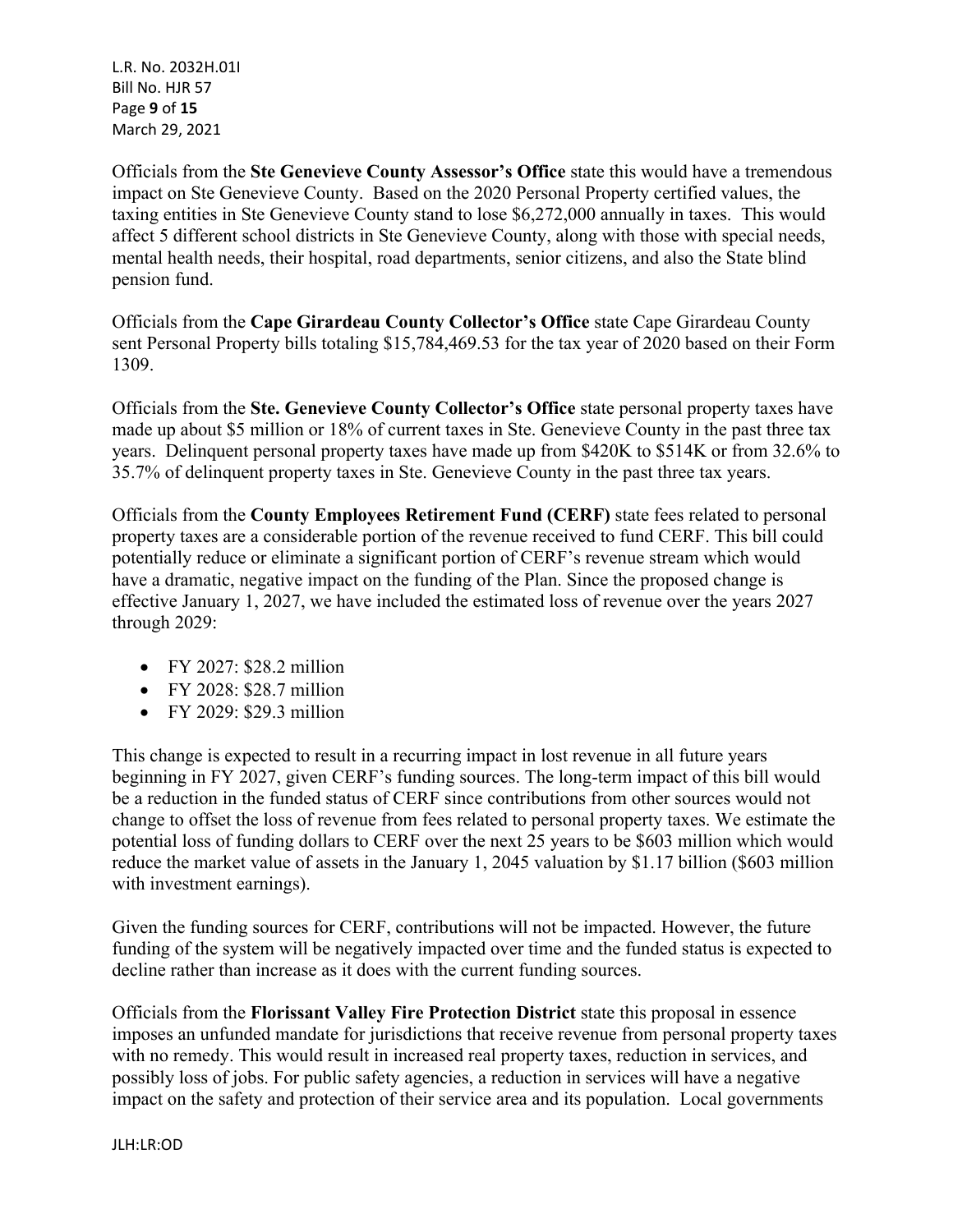Officials from the **Ste Genevieve County Assessor's Office** state this would have a tremendous impact on Ste Genevieve County. Based on the 2020 Personal Property certified values, the taxing entities in Ste Genevieve County stand to lose $6,272,000 annually in taxes. This would affect 5 different school districts in Ste Genevieve County, along with those with special needs, mental health needs, their hospital, road departments, senior citizens, and also the State blind pension fund.

Officials from the **Cape Girardeau County Collector's Office** state Cape Girardeau County sent Personal Property bills totaling $15,784,469.53 for the tax year of 2020 based on their Form 1309.

Officials from the **Ste. Genevieve County Collector's Office** state personal property taxes have made up about $5 million or 18% of current taxes in Ste. Genevieve County in the past three tax years. Delinquent personal property taxes have made up from $420K to $514K or from 32.6% to 35.7% of delinquent property taxes in Ste. Genevieve County in the past three tax years.

Officials from the **County Employees Retirement Fund (CERF)** state fees related to personal property taxes are a considerable portion of the revenue received to fund CERF. This bill could potentially reduce or eliminate a significant portion of CERF's revenue stream which would have a dramatic, negative impact on the funding of the Plan. Since the proposed change is effective January 1, 2027, we have included the estimated loss of revenue over the years 2027 through 2029:

- FY 2027: $28.2 million
- FY 2028: $28.7 million
- FY 2029: $29.3 million

This change is expected to result in a recurring impact in lost revenue in all future years beginning in FY 2027, given CERF's funding sources. The long-term impact of this bill would be a reduction in the funded status of CERF since contributions from other sources would not change to offset the loss of revenue from fees related to personal property taxes. We estimate the potential loss of funding dollars to CERF over the next 25 years to be $603 million which would reduce the market value of assets in the January 1, 2045 valuation by $1.17 billion ($603 million with investment earnings).

Given the funding sources for CERF, contributions will not be impacted. However, the future funding of the system will be negatively impacted over time and the funded status is expected to decline rather than increase as it does with the current funding sources.

Officials from the **Florissant Valley Fire Protection District** state this proposal in essence imposes an unfunded mandate for jurisdictions that receive revenue from personal property taxes with no remedy. This would result in increased real property taxes, reduction in services, and possibly loss of jobs. For public safety agencies, a reduction in services will have a negative impact on the safety and protection of their service area and its population. Local governments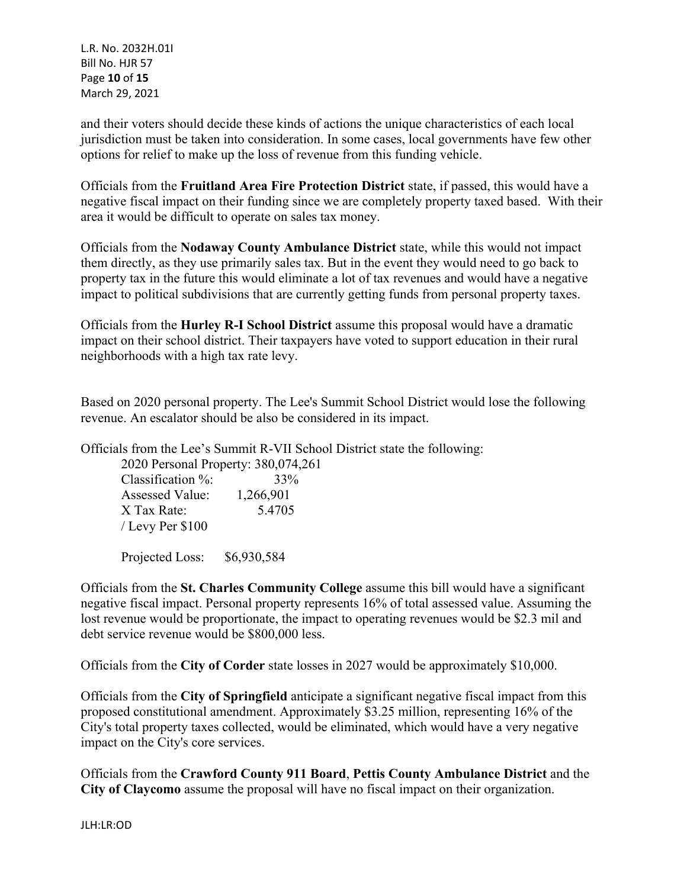and their voters should decide these kinds of actions the unique characteristics of each local jurisdiction must be taken into consideration. In some cases, local governments have few other options for relief to make up the loss of revenue from this funding vehicle.

Officials from the **Fruitland Area Fire Protection District** state, if passed, this would have a negative fiscal impact on their funding since we are completely property taxed based. With their area it would be difficult to operate on sales tax money.

Officials from the **Nodaway County Ambulance District** state, while this would not impact them directly, as they use primarily sales tax. But in the event they would need to go back to property tax in the future this would eliminate a lot of tax revenues and would have a negative impact to political subdivisions that are currently getting funds from personal property taxes.

Officials from the **Hurley R-I School District** assume this proposal would have a dramatic impact on their school district. Their taxpayers have voted to support education in their rural neighborhoods with a high tax rate levy.

Based on 2020 personal property. The Lee's Summit School District would lose the following revenue. An escalator should be also be considered in its impact.

Officials from the Lee's Summit R-VII School District state the following:

| | |
|---|---|
| 2020 Personal Property: | 380,074,261 |
| Classification %: | 33% |
| Assessed Value: | 1,266,901 |
| X Tax Rate: | 5.4705 |
| / Levy Per $100 | |
| | |
| Projected Loss: | $6,930,584 |

Officials from the **St. Charles Community College** assume this bill would have a significant negative fiscal impact. Personal property represents 16% of total assessed value. Assuming the lost revenue would be proportionate, the impact to operating revenues would be $2.3 mil and debt service revenue would be $800,000 less.

Officials from the **City of Corder** state losses in 2027 would be approximately $10,000.

Officials from the **City of Springfield** anticipate a significant negative fiscal impact from this proposed constitutional amendment. Approximately $3.25 million, representing 16% of the City's total property taxes collected, would be eliminated, which would have a very negative impact on the City's core services.

Officials from the **Crawford County 911 Board**, **Pettis County Ambulance District** and the **City of Claycomo** assume the proposal will have no fiscal impact on their organization.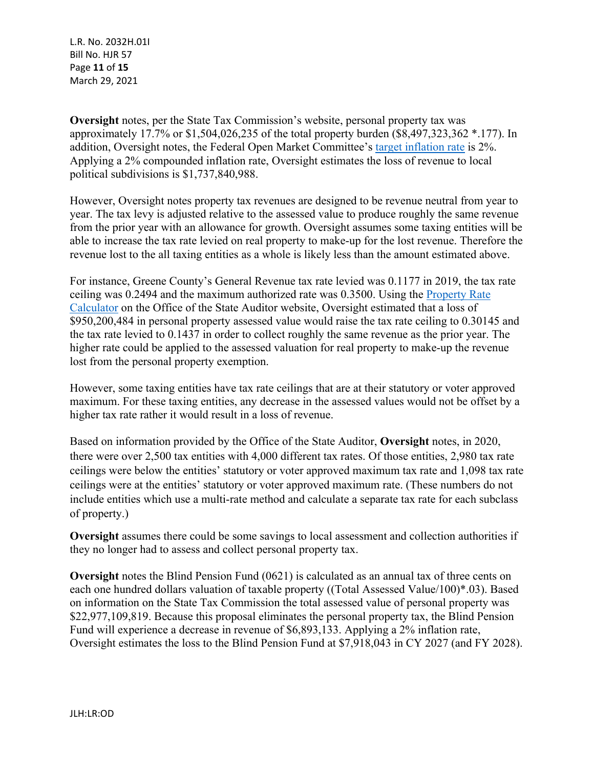**Oversight** notes, per the State Tax Commission's website, personal property tax was approximately 17.7% or $1,504,026,235 of the total property burden ($8,497,323,362 *.177). In addition, Oversight notes, the Federal Open Market Committee's target inflation rate is 2%. Applying a 2% compounded inflation rate, Oversight estimates the loss of revenue to local political subdivisions is $1,737,840,988.

However, Oversight notes property tax revenues are designed to be revenue neutral from year to year. The tax levy is adjusted relative to the assessed value to produce roughly the same revenue from the prior year with an allowance for growth. Oversight assumes some taxing entities will be able to increase the tax rate levied on real property to make-up for the lost revenue. Therefore the revenue lost to the all taxing entities as a whole is likely less than the amount estimated above.

For instance, Greene County's General Revenue tax rate levied was 0.1177 in 2019, the tax rate ceiling was 0.2494 and the maximum authorized rate was 0.3500. Using the Property Rate Calculator on the Office of the State Auditor website, Oversight estimated that a loss of $950,200,484 in personal property assessed value would raise the tax rate ceiling to 0.30145 and the tax rate levied to 0.1437 in order to collect roughly the same revenue as the prior year. The higher rate could be applied to the assessed valuation for real property to make-up the revenue lost from the personal property exemption.

However, some taxing entities have tax rate ceilings that are at their statutory or voter approved maximum. For these taxing entities, any decrease in the assessed values would not be offset by a higher tax rate rather it would result in a loss of revenue.

Based on information provided by the Office of the State Auditor, **Oversight** notes, in 2020, there were over 2,500 tax entities with 4,000 different tax rates. Of those entities, 2,980 tax rate ceilings were below the entities' statutory or voter approved maximum tax rate and 1,098 tax rate ceilings were at the entities' statutory or voter approved maximum rate. (These numbers do not include entities which use a multi-rate method and calculate a separate tax rate for each subclass of property.)

**Oversight** assumes there could be some savings to local assessment and collection authorities if they no longer had to assess and collect personal property tax.

**Oversight** notes the Blind Pension Fund (0621) is calculated as an annual tax of three cents on each one hundred dollars valuation of taxable property ((Total Assessed Value/100)*.03). Based on information on the State Tax Commission the total assessed value of personal property was $22,977,109,819. Because this proposal eliminates the personal property tax, the Blind Pension Fund will experience a decrease in revenue of $6,893,133. Applying a 2% inflation rate, Oversight estimates the loss to the Blind Pension Fund at $7,918,043 in CY 2027 (and FY 2028).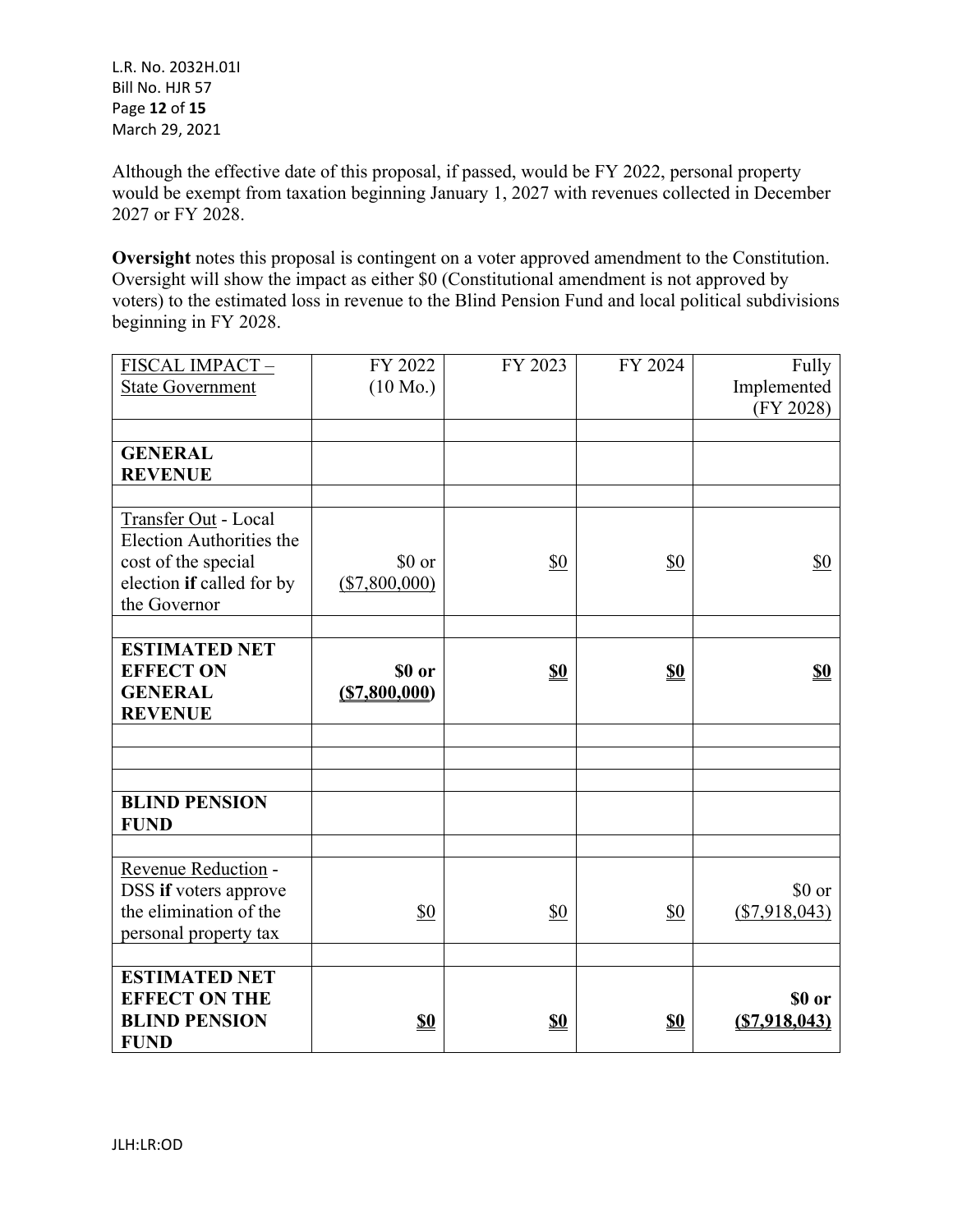Although the effective date of this proposal, if passed, would be FY 2022, personal property would be exempt from taxation beginning January 1, 2027 with revenues collected in December 2027 or FY 2028.

**Oversight** notes this proposal is contingent on a voter approved amendment to the Constitution. Oversight will show the impact as either $0 (Constitutional amendment is not approved by voters) to the estimated loss in revenue to the Blind Pension Fund and local political subdivisions beginning in FY 2028.

| FISCAL IMPACT – State Government | FY 2022 (10 Mo.) | FY 2023 | FY 2024 | Fully Implemented (FY 2028) |
|---|---|---|---|---|
| | | | | |
| **GENERAL REVENUE** | | | | |
| | | | | |
| Transfer Out - Local Election Authorities the cost of the special election **if** called for by the Governor | $0 or ($7,800,000) | $0 | $0 | $0 |
| | | | | |
| **ESTIMATED NET EFFECT ON GENERAL REVENUE** | **$0 or ($7,800,000)** | **$0** | **$0** | **$0** |
| | | | | |
| | | | | |
| | | | | |
| **BLIND PENSION FUND** | | | | |
| | | | | |
| Revenue Reduction - DSS **if** voters approve the elimination of the personal property tax | $0 | $0 | $0 | $0 or ($7,918,043) |
| | | | | |
| **ESTIMATED NET EFFECT ON THE BLIND PENSION FUND** | **$0** | **$0** | **$0** | **$0 or ($7,918,043)** |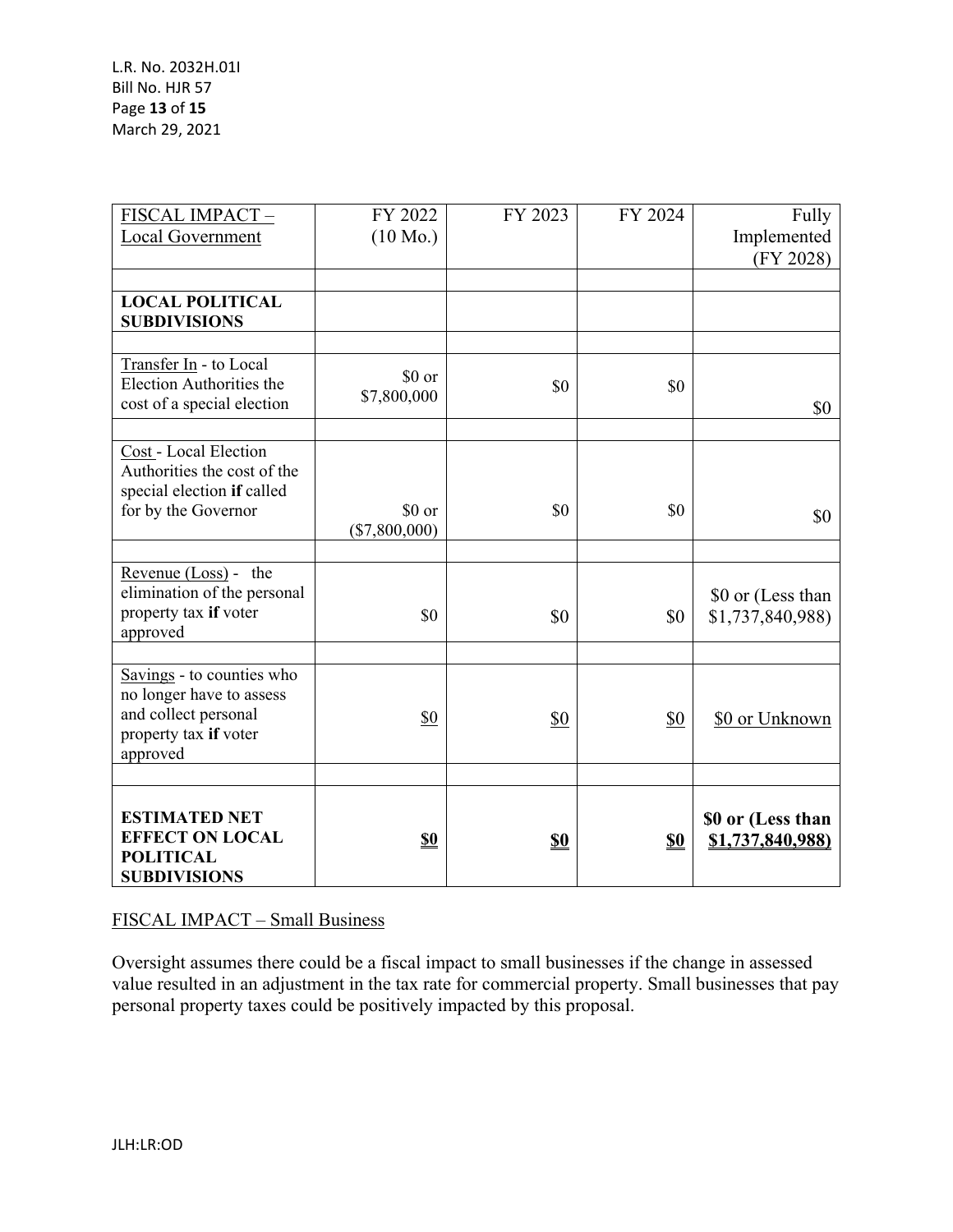| FISCAL IMPACT – Local Government | FY 2022 (10 Mo.) | FY 2023 | FY 2024 | Fully Implemented (FY 2028) |
|---|---|---|---|---|
| | | | | |
| **LOCAL POLITICAL SUBDIVISIONS** | | | | |
| | | | | |
| Transfer In - to Local Election Authorities the cost of a special election | $0 or $7,800,000 | $0 | $0 | $0 |
| | | | | |
| Cost - Local Election Authorities the cost of the special election **if** called for by the Governor | $0 or ($7,800,000) | $0 | $0 | $0 |
| | | | | |
| Revenue (Loss) - the elimination of the personal property tax **if** voter approved | $0 | $0 | $0 | $0 or (Less than $1,737,840,988) |
| | | | | |
| Savings - to counties who no longer have to assess and collect personal property tax **if** voter approved | $0 | $0 | $0 | $0 or Unknown |
| | | | | |
| **ESTIMATED NET EFFECT ON LOCAL POLITICAL SUBDIVISIONS** | **$0** | **$0** | **$0** | **$0 or (Less than $1,737,840,988)** |

FISCAL IMPACT – Small Business

Oversight assumes there could be a fiscal impact to small businesses if the change in assessed value resulted in an adjustment in the tax rate for commercial property. Small businesses that pay personal property taxes could be positively impacted by this proposal.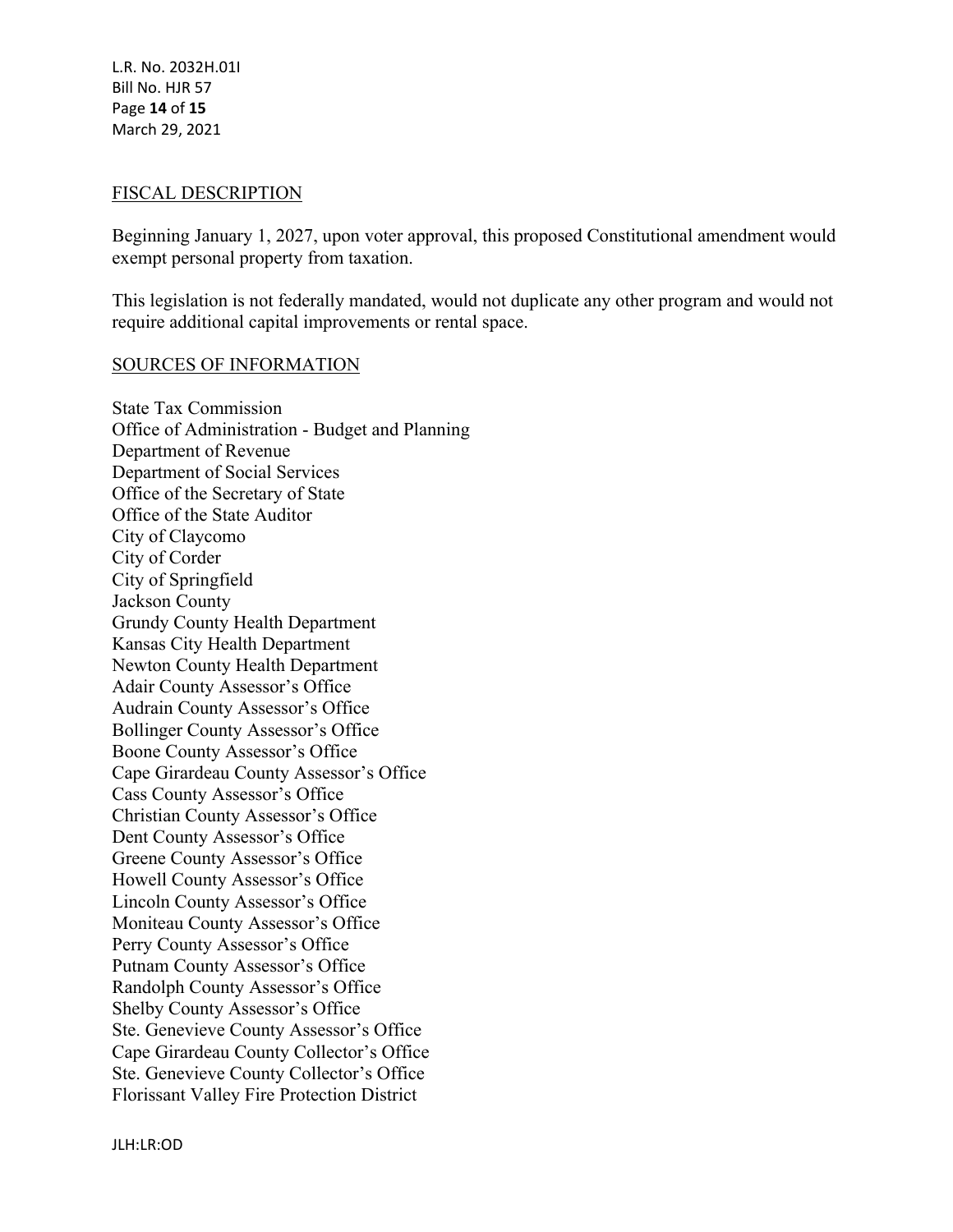## FISCAL DESCRIPTION

Beginning January 1, 2027, upon voter approval, this proposed Constitutional amendment would exempt personal property from taxation.

This legislation is not federally mandated, would not duplicate any other program and would not require additional capital improvements or rental space.

## SOURCES OF INFORMATION

State Tax Commission
Office of Administration - Budget and Planning
Department of Revenue
Department of Social Services
Office of the Secretary of State
Office of the State Auditor
City of Claycomo
City of Corder
City of Springfield
Jackson County
Grundy County Health Department
Kansas City Health Department
Newton County Health Department
Adair County Assessor's Office
Audrain County Assessor's Office
Bollinger County Assessor's Office
Boone County Assessor's Office
Cape Girardeau County Assessor's Office
Cass County Assessor's Office
Christian County Assessor's Office
Dent County Assessor's Office
Greene County Assessor's Office
Howell County Assessor's Office
Lincoln County Assessor's Office
Moniteau County Assessor's Office
Perry County Assessor's Office
Putnam County Assessor's Office
Randolph County Assessor's Office
Shelby County Assessor's Office
Ste. Genevieve County Assessor's Office
Cape Girardeau County Collector's Office
Ste. Genevieve County Collector's Office
Florissant Valley Fire Protection District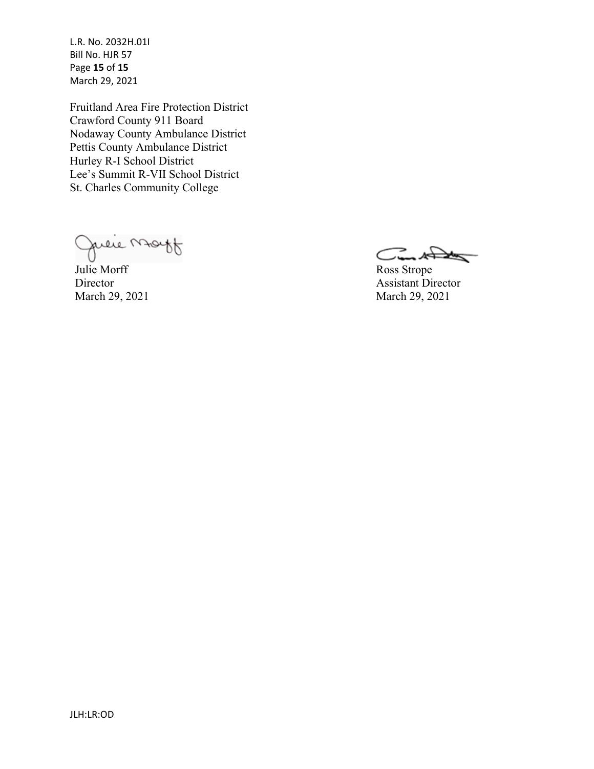Fruitland Area Fire Protection District
Crawford County 911 Board
Nodaway County Ambulance District
Pettis County Ambulance District
Hurley R-I School District
Lee's Summit R-VII School District
St. Charles Community College

Julie Morff
Director
March 29, 2021

Ross Strope
Assistant Director
March 29, 2021

JLH:LR:OD